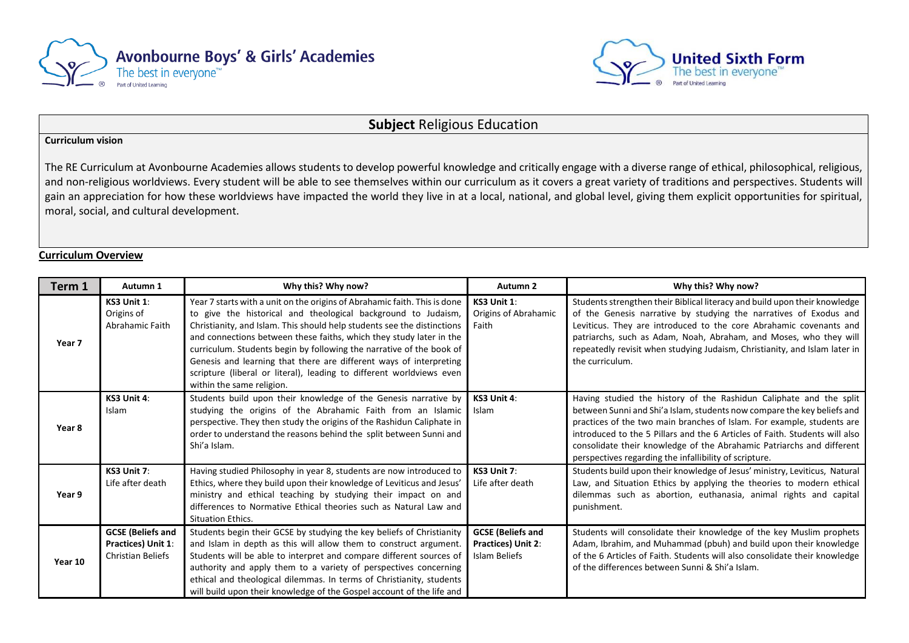Avonbourne Boys' & Girls' Academies
The best in everyone™
Part of United Learning

United Sixth Form
The best in everyone™
Part of United Learning

## **Subject** Religious Education

**Curriculum vision**

The RE Curriculum at Avonbourne Academies allows students to develop powerful knowledge and critically engage with a diverse range of ethical, philosophical, religious, and non-religious worldviews. Every student will be able to see themselves within our curriculum as it covers a great variety of traditions and perspectives. Students will gain an appreciation for how these worldviews have impacted the world they live in at a local, national, and global level, giving them explicit opportunities for spiritual, moral, social, and cultural development.

**Curriculum Overview**

| Term 1 | Autumn 1 | Why this? Why now? | Autumn 2 | Why this? Why now? |
|---|---|---|---|---|
| Year 7 | **KS3 Unit 1**: Origins of Abrahamic Faith | Year 7 starts with a unit on the origins of Abrahamic faith. This is done to give the historical and theological background to Judaism, Christianity, and Islam. This should help students see the distinctions and connections between these faiths, which they study later in the curriculum. Students begin by following the narrative of the book of Genesis and learning that there are different ways of interpreting scripture (liberal or literal), leading to different worldviews even within the same religion. | **KS3 Unit 1**: Origins of Abrahamic Faith | Students strengthen their Biblical literacy and build upon their knowledge of the Genesis narrative by studying the narratives of Exodus and Leviticus. They are introduced to the core Abrahamic covenants and patriarchs, such as Adam, Noah, Abraham, and Moses, who they will repeatedly revisit when studying Judaism, Christianity, and Islam later in the curriculum. |
| Year 8 | **KS3 Unit 4**: Islam | Students build upon their knowledge of the Genesis narrative by studying the origins of the Abrahamic Faith from an Islamic perspective. They then study the origins of the Rashidun Caliphate in order to understand the reasons behind the split between Sunni and Shi'a Islam. | **KS3 Unit 4**: Islam | Having studied the history of the Rashidun Caliphate and the split between Sunni and Shi'a Islam, students now compare the key beliefs and practices of the two main branches of Islam. For example, students are introduced to the 5 Pillars and the 6 Articles of Faith. Students will also consolidate their knowledge of the Abrahamic Patriarchs and different perspectives regarding the infallibility of scripture. |
| Year 9 | **KS3 Unit 7**: Life after death | Having studied Philosophy in year 8, students are now introduced to Ethics, where they build upon their knowledge of Leviticus and Jesus' ministry and ethical teaching by studying their impact on and differences to Normative Ethical theories such as Natural Law and Situation Ethics. | **KS3 Unit 7**: Life after death | Students build upon their knowledge of Jesus' ministry, Leviticus, Natural Law, and Situation Ethics by applying the theories to modern ethical dilemmas such as abortion, euthanasia, animal rights and capital punishment. |
| Year 10 | **GCSE (Beliefs and Practices) Unit 1**: Christian Beliefs | Students begin their GCSE by studying the key beliefs of Christianity and Islam in depth as this will allow them to construct argument. Students will be able to interpret and compare different sources of authority and apply them to a variety of perspectives concerning ethical and theological dilemmas. In terms of Christianity, students will build upon their knowledge of the Gospel account of the life and | **GCSE (Beliefs and Practices) Unit 2**: Islam Beliefs | Students will consolidate their knowledge of the key Muslim prophets Adam, Ibrahim, and Muhammad (pbuh) and build upon their knowledge of the 6 Articles of Faith. Students will also consolidate their knowledge of the differences between Sunni & Shi'a Islam. |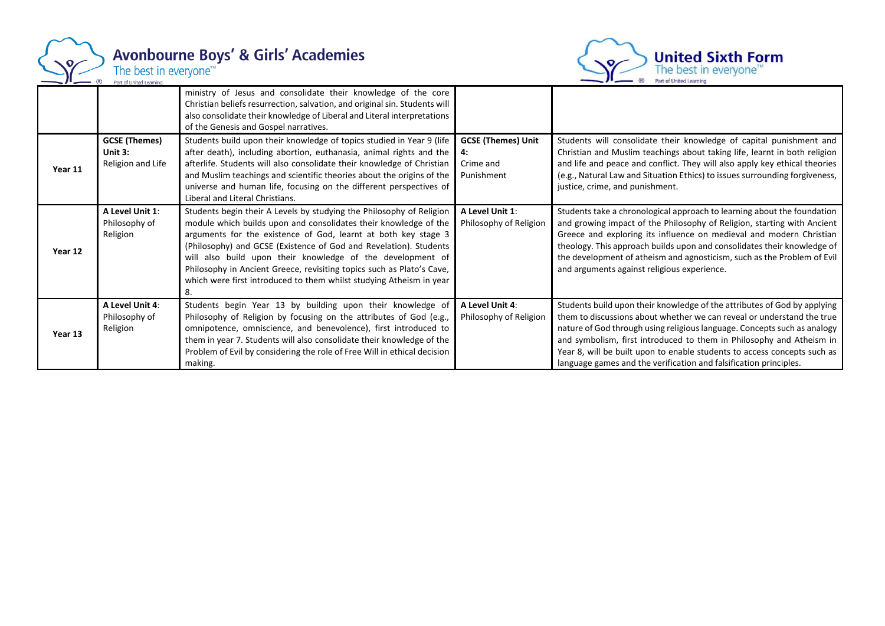| | | | | |
|---|---|---|---|---|
| | | ministry of Jesus and consolidate their knowledge of the core Christian beliefs resurrection, salvation, and original sin. Students will also consolidate their knowledge of Liberal and Literal interpretations of the Genesis and Gospel narratives. | | |
| **Year 11** | **GCSE (Themes) Unit 3:** Religion and Life | Students build upon their knowledge of topics studied in Year 9 (life after death), including abortion, euthanasia, animal rights and the afterlife. Students will also consolidate their knowledge of Christian and Muslim teachings and scientific theories about the origins of the universe and human life, focusing on the different perspectives of Liberal and Literal Christians. | **GCSE (Themes) Unit 4:** Crime and Punishment | Students will consolidate their knowledge of capital punishment and Christian and Muslim teachings about taking life, learnt in both religion and life and peace and conflict. They will also apply key ethical theories (e.g., Natural Law and Situation Ethics) to issues surrounding forgiveness, justice, crime, and punishment. |
| **Year 12** | **A Level Unit 1**: Philosophy of Religion | Students begin their A Levels by studying the Philosophy of Religion module which builds upon and consolidates their knowledge of the arguments for the existence of God, learnt at both key stage 3 (Philosophy) and GCSE (Existence of God and Revelation). Students will also build upon their knowledge of the development of Philosophy in Ancient Greece, revisiting topics such as Plato's Cave, which were first introduced to them whilst studying Atheism in year 8. | **A Level Unit 1**: Philosophy of Religion | Students take a chronological approach to learning about the foundation and growing impact of the Philosophy of Religion, starting with Ancient Greece and exploring its influence on medieval and modern Christian theology. This approach builds upon and consolidates their knowledge of the development of atheism and agnosticism, such as the Problem of Evil and arguments against religious experience. |
| **Year 13** | **A Level Unit 4**: Philosophy of Religion | Students begin Year 13 by building upon their knowledge of Philosophy of Religion by focusing on the attributes of God (e.g., omnipotence, omniscience, and benevolence), first introduced to them in year 7. Students will also consolidate their knowledge of the Problem of Evil by considering the role of Free Will in ethical decision making. | **A Level Unit 4**: Philosophy of Religion | Students build upon their knowledge of the attributes of God by applying them to discussions about whether we can reveal or understand the true nature of God through using religious language. Concepts such as analogy and symbolism, first introduced to them in Philosophy and Atheism in Year 8, will be built upon to enable students to access concepts such as language games and the verification and falsification principles. |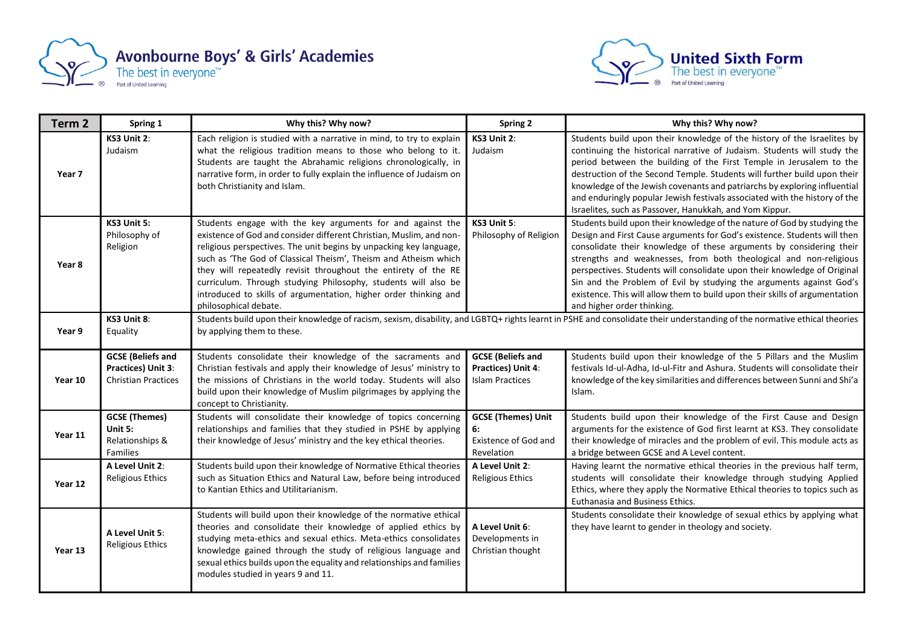| Term 2 | Spring 1 | Why this? Why now? | Spring 2 | Why this? Why now? |
|---|---|---|---|---|
| Year 7 | **KS3 Unit 2**: Judaism | Each religion is studied with a narrative in mind, to try to explain what the religious tradition means to those who belong to it. Students are taught the Abrahamic religions chronologically, in narrative form, in order to fully explain the influence of Judaism on both Christianity and Islam. | **KS3 Unit 2**: Judaism | Students build upon their knowledge of the history of the Israelites by continuing the historical narrative of Judaism. Students will study the period between the building of the First Temple in Jerusalem to the destruction of the Second Temple. Students will further build upon their knowledge of the Jewish covenants and patriarchs by exploring influential and enduringly popular Jewish festivals associated with the history of the Israelites, such as Passover, Hanukkah, and Yom Kippur. |
| Year 8 | **KS3 Unit 5**: Philosophy of Religion | Students engage with the key arguments for and against the existence of God and consider different Christian, Muslim, and non-religious perspectives. The unit begins by unpacking key language, such as 'The God of Classical Theism', Theism and Atheism which they will repeatedly revisit throughout the entirety of the RE curriculum. Through studying Philosophy, students will also be introduced to skills of argumentation, higher order thinking and philosophical debate. | **KS3 Unit 5**: Philosophy of Religion | Students build upon their knowledge of the nature of God by studying the Design and First Cause arguments for God's existence. Students will then consolidate their knowledge of these arguments by considering their strengths and weaknesses, from both theological and non-religious perspectives. Students will consolidate upon their knowledge of Original Sin and the Problem of Evil by studying the arguments against God's existence. This will allow them to build upon their skills of argumentation and higher order thinking. |
| Year 9 | **KS3 Unit 8**: Equality | Students build upon their knowledge of racism, sexism, disability, and LGBTQ+ rights learnt in PSHE and consolidate their understanding of the normative ethical theories by applying them to these. | | |
| Year 10 | **GCSE (Beliefs and Practices) Unit 3**: Christian Practices | Students consolidate their knowledge of the sacraments and Christian festivals and apply their knowledge of Jesus' ministry to the missions of Christians in the world today. Students will also build upon their knowledge of Muslim pilgrimages by applying the concept to Christianity. | **GCSE (Beliefs and Practices) Unit 4**: Islam Practices | Students build upon their knowledge of the 5 Pillars and the Muslim festivals Id-ul-Adha, Id-ul-Fitr and Ashura. Students will consolidate their knowledge of the key similarities and differences between Sunni and Shi'a Islam. |
| Year 11 | **GCSE (Themes) Unit 5**: Relationships & Families | Students will consolidate their knowledge of topics concerning relationships and families that they studied in PSHE by applying their knowledge of Jesus' ministry and the key ethical theories. | **GCSE (Themes) Unit 6**: Existence of God and Revelation | Students build upon their knowledge of the First Cause and Design arguments for the existence of God first learnt at KS3. They consolidate their knowledge of miracles and the problem of evil. This module acts as a bridge between GCSE and A Level content. |
| Year 12 | **A Level Unit 2**: Religious Ethics | Students build upon their knowledge of Normative Ethical theories such as Situation Ethics and Natural Law, before being introduced to Kantian Ethics and Utilitarianism. | **A Level Unit 2**: Religious Ethics | Having learnt the normative ethical theories in the previous half term, students will consolidate their knowledge through studying Applied Ethics, where they apply the Normative Ethical theories to topics such as Euthanasia and Business Ethics. |
| Year 13 | **A Level Unit 5**: Religious Ethics | Students will build upon their knowledge of the normative ethical theories and consolidate their knowledge of applied ethics by studying meta-ethics and sexual ethics. Meta-ethics consolidates knowledge gained through the study of religious language and sexual ethics builds upon the equality and relationships and families modules studied in years 9 and 11. | **A Level Unit 6**: Developments in Christian thought | Students consolidate their knowledge of sexual ethics by applying what they have learnt to gender in theology and society. |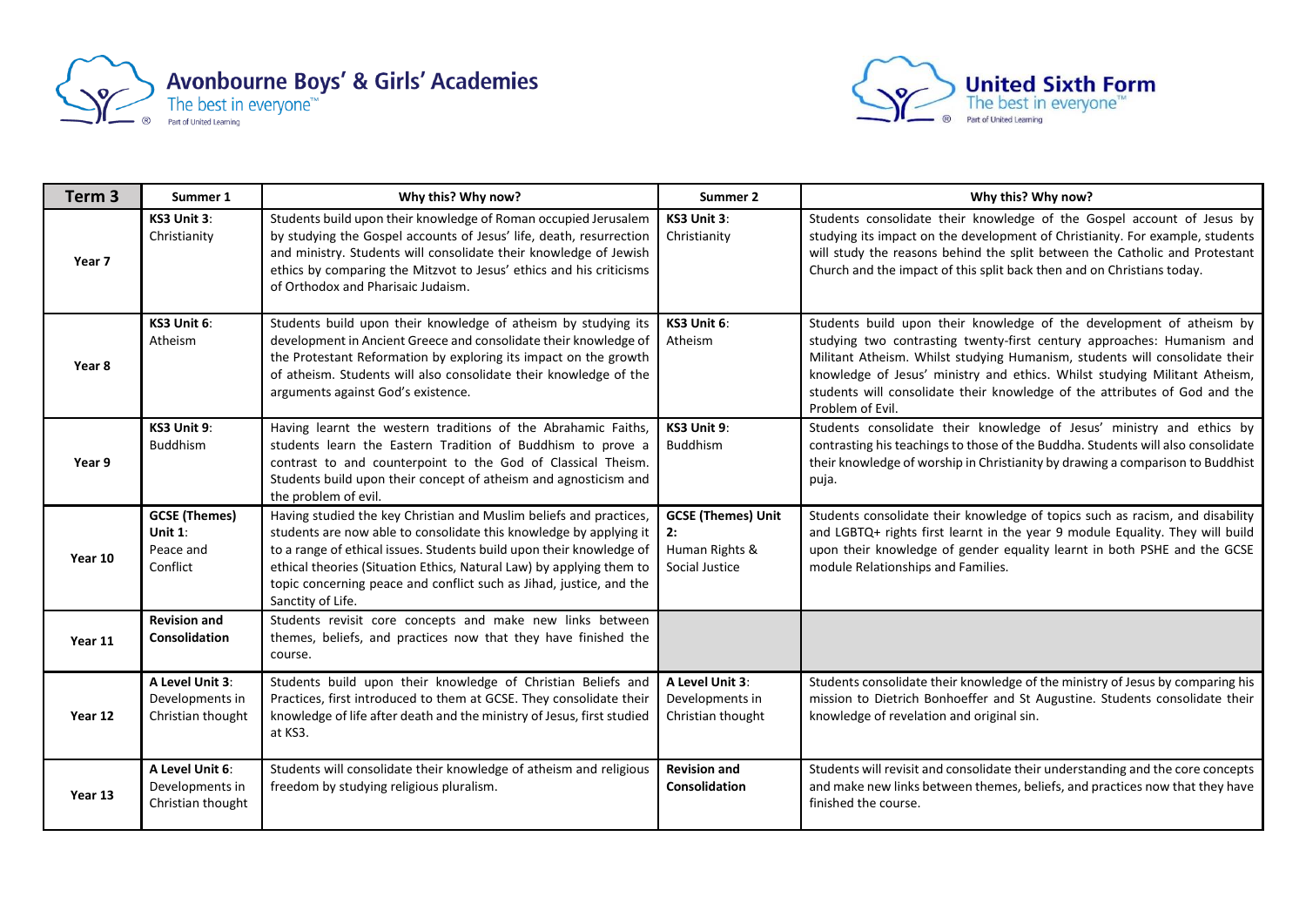| Term 3 | Summer 1 | Why this? Why now? | Summer 2 | Why this? Why now? |
|---|---|---|---|---|
| **Year 7** | **KS3 Unit 3**: Christianity | Students build upon their knowledge of Roman occupied Jerusalem by studying the Gospel accounts of Jesus' life, death, resurrection and ministry. Students will consolidate their knowledge of Jewish ethics by comparing the Mitzvot to Jesus' ethics and his criticisms of Orthodox and Pharisaic Judaism. | **KS3 Unit 3**: Christianity | Students consolidate their knowledge of the Gospel account of Jesus by studying its impact on the development of Christianity. For example, students will study the reasons behind the split between the Catholic and Protestant Church and the impact of this split back then and on Christians today. |
| **Year 8** | **KS3 Unit 6**: Atheism | Students build upon their knowledge of atheism by studying its development in Ancient Greece and consolidate their knowledge of the Protestant Reformation by exploring its impact on the growth of atheism. Students will also consolidate their knowledge of the arguments against God's existence. | **KS3 Unit 6**: Atheism | Students build upon their knowledge of the development of atheism by studying two contrasting twenty-first century approaches: Humanism and Militant Atheism. Whilst studying Humanism, students will consolidate their knowledge of Jesus' ministry and ethics. Whilst studying Militant Atheism, students will consolidate their knowledge of the attributes of God and the Problem of Evil. |
| **Year 9** | **KS3 Unit 9**: Buddhism | Having learnt the western traditions of the Abrahamic Faiths, students learn the Eastern Tradition of Buddhism to prove a contrast to and counterpoint to the God of Classical Theism. Students build upon their concept of atheism and agnosticism and the problem of evil. | **KS3 Unit 9**: Buddhism | Students consolidate their knowledge of Jesus' ministry and ethics by contrasting his teachings to those of the Buddha. Students will also consolidate their knowledge of worship in Christianity by drawing a comparison to Buddhist puja. |
| **Year 10** | **GCSE (Themes) Unit 1**: Peace and Conflict | Having studied the key Christian and Muslim beliefs and practices, students are now able to consolidate this knowledge by applying it to a range of ethical issues. Students build upon their knowledge of ethical theories (Situation Ethics, Natural Law) by applying them to topic concerning peace and conflict such as Jihad, justice, and the Sanctity of Life. | **GCSE (Themes) Unit 2:** Human Rights & Social Justice | Students consolidate their knowledge of topics such as racism, and disability and LGBTQ+ rights first learnt in the year 9 module Equality. They will build upon their knowledge of gender equality learnt in both PSHE and the GCSE module Relationships and Families. |
| **Year 11** | **Revision and Consolidation** | Students revisit core concepts and make new links between themes, beliefs, and practices now that they have finished the course. | | |
| **Year 12** | **A Level Unit 3**: Developments in Christian thought | Students build upon their knowledge of Christian Beliefs and Practices, first introduced to them at GCSE. They consolidate their knowledge of life after death and the ministry of Jesus, first studied at KS3. | **A Level Unit 3**: Developments in Christian thought | Students consolidate their knowledge of the ministry of Jesus by comparing his mission to Dietrich Bonhoeffer and St Augustine. Students consolidate their knowledge of revelation and original sin. |
| **Year 13** | **A Level Unit 6**: Developments in Christian thought | Students will consolidate their knowledge of atheism and religious freedom by studying religious pluralism. | **Revision and Consolidation** | Students will revisit and consolidate their understanding and the core concepts and make new links between themes, beliefs, and practices now that they have finished the course. |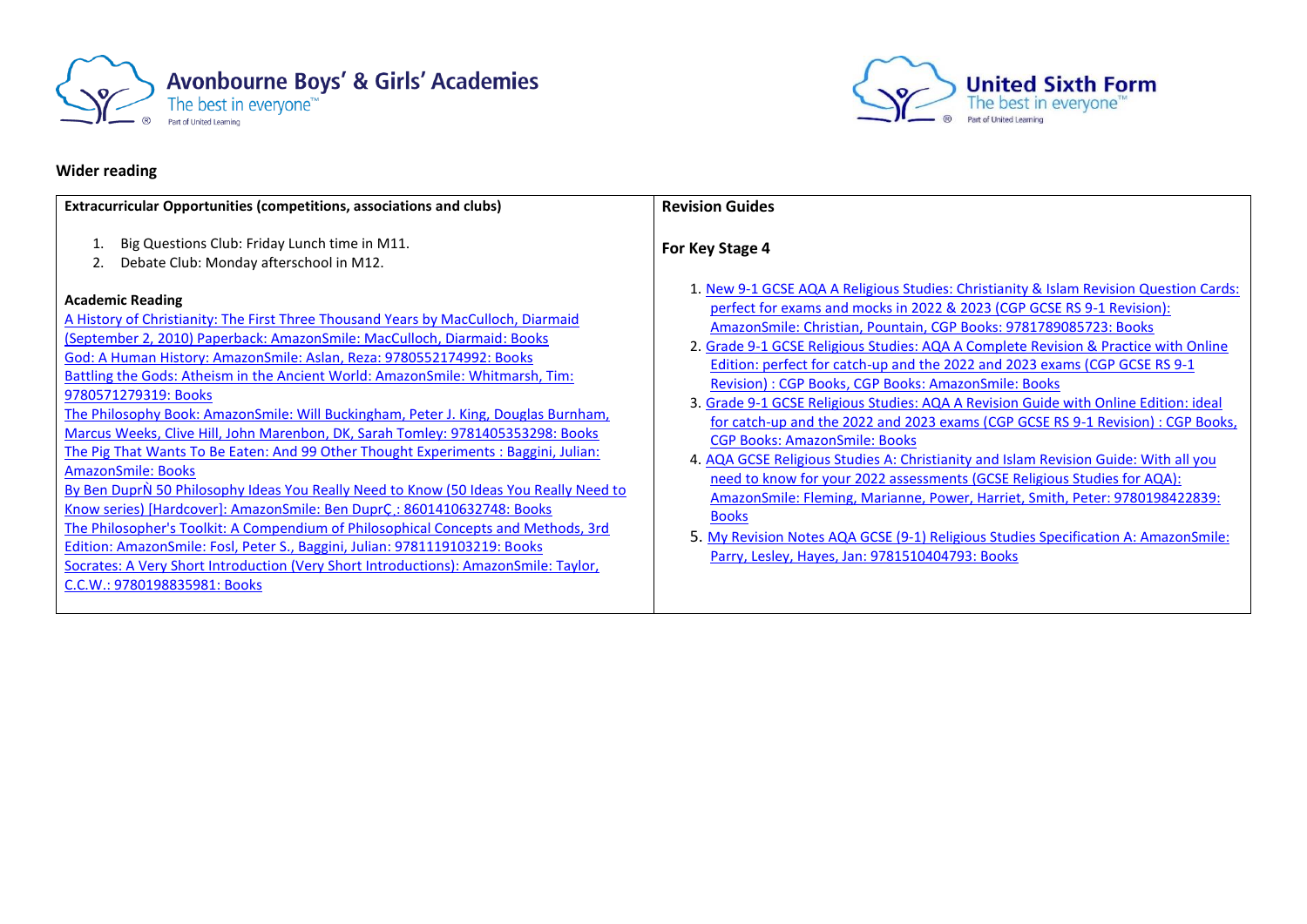Avonbourne Boys' & Girls' Academies
The best in everyone™
Part of United Learning

United Sixth Form
The best in everyone™
Part of United Learning

## Wider reading

| Extracurricular Opportunities (competitions, associations and clubs) | Revision Guides |
|---|---|
| 1. Big Questions Club: Friday Lunch time in M11.<br>2. Debate Club: Monday afterschool in M12.<br><br>**Academic Reading**<br>A History of Christianity: The First Three Thousand Years by MacCulloch, Diarmaid (September 2, 2010) Paperback: AmazonSmile: MacCulloch, Diarmaid: Books<br>God: A Human History: AmazonSmile: Aslan, Reza: 9780552174992: Books<br>Battling the Gods: Atheism in the Ancient World: AmazonSmile: Whitmarsh, Tim: 9780571279319: Books<br>The Philosophy Book: AmazonSmile: Will Buckingham, Peter J. King, Douglas Burnham, Marcus Weeks, Clive Hill, John Marenbon, DK, Sarah Tomley: 9781405353298: Books<br>The Pig That Wants To Be Eaten: And 99 Other Thought Experiments : Baggini, Julian: AmazonSmile: Books<br>By Ben DuprÑ 50 Philosophy Ideas You Really Need to Know (50 Ideas You Really Need to Know series) [Hardcover]: AmazonSmile: Ben DuprÇ,: 8601410632748: Books<br>The Philosopher's Toolkit: A Compendium of Philosophical Concepts and Methods, 3rd Edition: AmazonSmile: Fosl, Peter S., Baggini, Julian: 9781119103219: Books<br>Socrates: A Very Short Introduction (Very Short Introductions): AmazonSmile: Taylor, C.C.W.: 9780198835981: Books | **For Key Stage 4**<br><br>1. New 9-1 GCSE AQA A Religious Studies: Christianity & Islam Revision Question Cards: perfect for exams and mocks in 2022 & 2023 (CGP GCSE RS 9-1 Revision): AmazonSmile: Christian, Pountain, CGP Books: 9781789085723: Books<br>2. Grade 9-1 GCSE Religious Studies: AQA A Complete Revision & Practice with Online Edition: perfect for catch-up and the 2022 and 2023 exams (CGP GCSE RS 9-1 Revision) : CGP Books, CGP Books: AmazonSmile: Books<br>3. Grade 9-1 GCSE Religious Studies: AQA A Revision Guide with Online Edition: ideal for catch-up and the 2022 and 2023 exams (CGP GCSE RS 9-1 Revision) : CGP Books, CGP Books: AmazonSmile: Books<br>4. AQA GCSE Religious Studies A: Christianity and Islam Revision Guide: With all you need to know for your 2022 assessments (GCSE Religious Studies for AQA): AmazonSmile: Fleming, Marianne, Power, Harriet, Smith, Peter: 9780198422839: Books<br>5. My Revision Notes AQA GCSE (9-1) Religious Studies Specification A: AmazonSmile: Parry, Lesley, Hayes, Jan: 9781510404793: Books |